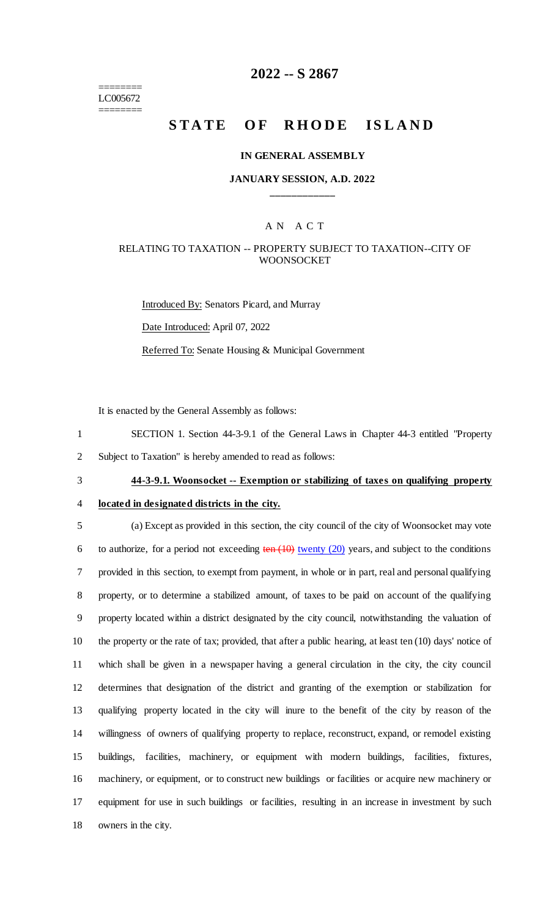LC005672

# 2022 -- S 2867

# STATE OF RHODE ISLAND

### IN GENERAL ASSEMBLY

### JANUARY SESSION, A.D. 2022

## AN ACT

RELATING TO TAXATION -- PROPERTY SUBJECT TO TAXATION--CITY OF WOONSOCKET

Introduced By: Senators Picard, and Murray

Date Introduced: April 07, 2022

Referred To: Senate Housing & Municipal Government

It is enacted by the General Assembly as follows:

SECTION 1. Section 44-3-9.1 of the General Laws in Chapter 44-3 entitled "Property Subject to Taxation" is hereby amended to read as follows:

**44-3-9.1. Woonsocket -- Exemption or stabilizing of taxes on qualifying property located in designated districts in the city.**

(a) Except as provided in this section, the city council of the city of Woonsocket may vote to authorize, for a period not exceeding ~~ten (10)~~ twenty (20) years, and subject to the conditions provided in this section, to exempt from payment, in whole or in part, real and personal qualifying property, or to determine a stabilized amount, of taxes to be paid on account of the qualifying property located within a district designated by the city council, notwithstanding the valuation of the property or the rate of tax; provided, that after a public hearing, at least ten (10) days' notice of which shall be given in a newspaper having a general circulation in the city, the city council determines that designation of the district and granting of the exemption or stabilization for qualifying property located in the city will inure to the benefit of the city by reason of the willingness of owners of qualifying property to replace, reconstruct, expand, or remodel existing buildings, facilities, machinery, or equipment with modern buildings, facilities, fixtures, machinery, or equipment, or to construct new buildings or facilities or acquire new machinery or equipment for use in such buildings or facilities, resulting in an increase in investment by such owners in the city.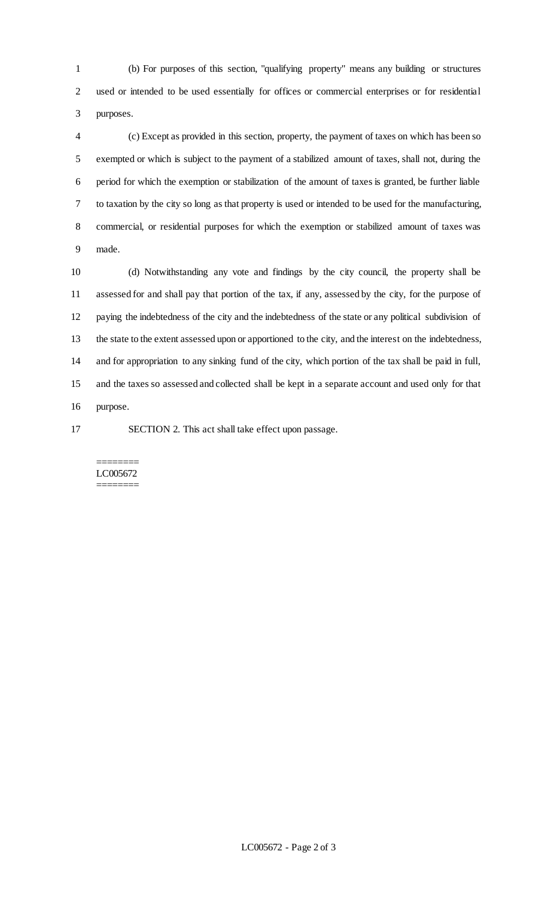(b) For purposes of this section, "qualifying property" means any building or structures used or intended to be used essentially for offices or commercial enterprises or for residential purposes.

(c) Except as provided in this section, property, the payment of taxes on which has been so exempted or which is subject to the payment of a stabilized amount of taxes, shall not, during the period for which the exemption or stabilization of the amount of taxes is granted, be further liable to taxation by the city so long as that property is used or intended to be used for the manufacturing, commercial, or residential purposes for which the exemption or stabilized amount of taxes was made.

(d) Notwithstanding any vote and findings by the city council, the property shall be assessed for and shall pay that portion of the tax, if any, assessed by the city, for the purpose of paying the indebtedness of the city and the indebtedness of the state or any political subdivision of the state to the extent assessed upon or apportioned to the city, and the interest on the indebtedness, and for appropriation to any sinking fund of the city, which portion of the tax shall be paid in full, and the taxes so assessed and collected shall be kept in a separate account and used only for that purpose.

SECTION 2. This act shall take effect upon passage.

========
LC005672
========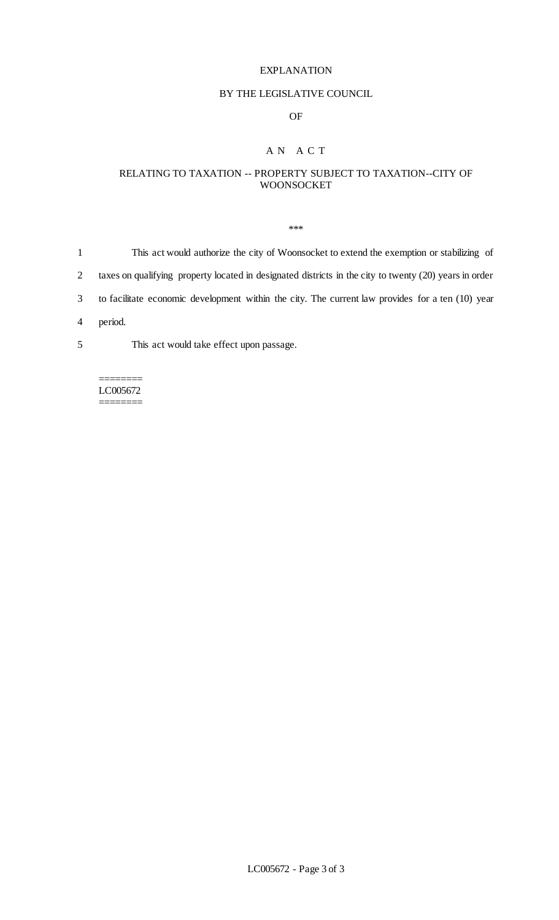EXPLANATION

BY THE LEGISLATIVE COUNCIL

OF

# A N A C T

RELATING TO TAXATION -- PROPERTY SUBJECT TO TAXATION--CITY OF WOONSOCKET

***

This act would authorize the city of Woonsocket to extend the exemption or stabilizing of taxes on qualifying property located in designated districts in the city to twenty (20) years in order to facilitate economic development within the city. The current law provides for a ten (10) year period.

This act would take effect upon passage.

========
LC005672
========